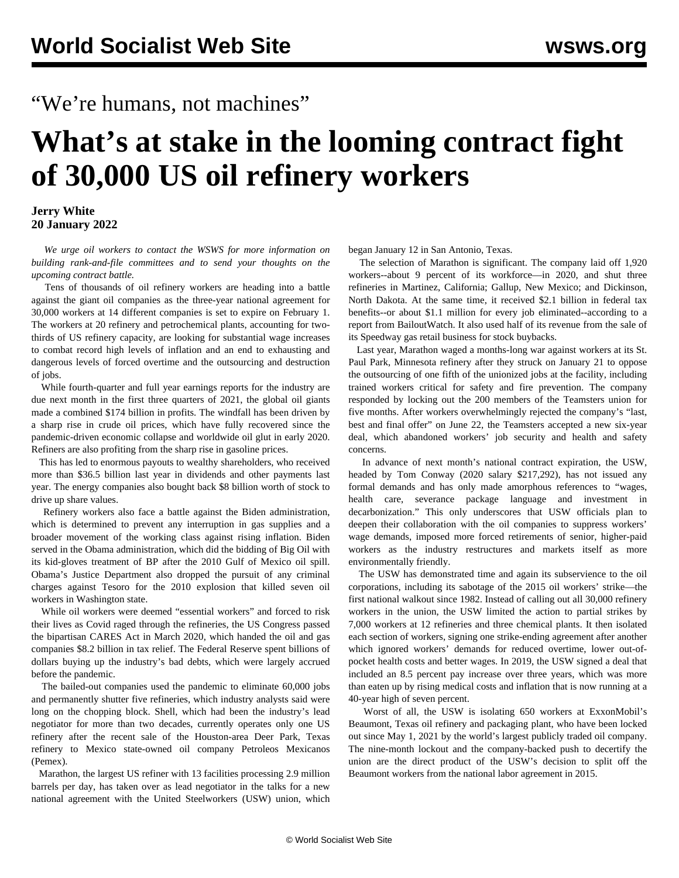“We’re humans, not machines”

# What’s at stake in the looming contract fight of 30,000 US oil refinery workers

**Jerry White**
**20 January 2022**

*We urge oil workers to contact the WSWS for more information on building rank-and-file committees and to send your thoughts on the upcoming contract battle.*

Tens of thousands of oil refinery workers are heading into a battle against the giant oil companies as the three-year national agreement for 30,000 workers at 14 different companies is set to expire on February 1. The workers at 20 refinery and petrochemical plants, accounting for two-thirds of US refinery capacity, are looking for substantial wage increases to combat record high levels of inflation and an end to exhausting and dangerous levels of forced overtime and the outsourcing and destruction of jobs.

While fourth-quarter and full year earnings reports for the industry are due next month in the first three quarters of 2021, the global oil giants made a combined $174 billion in profits. The windfall has been driven by a sharp rise in crude oil prices, which have fully recovered since the pandemic-driven economic collapse and worldwide oil glut in early 2020. Refiners are also profiting from the sharp rise in gasoline prices.

This has led to enormous payouts to wealthy shareholders, who received more than $36.5 billion last year in dividends and other payments last year. The energy companies also bought back $8 billion worth of stock to drive up share values.

Refinery workers also face a battle against the Biden administration, which is determined to prevent any interruption in gas supplies and a broader movement of the working class against rising inflation. Biden served in the Obama administration, which did the bidding of Big Oil with its kid-gloves treatment of BP after the 2010 Gulf of Mexico oil spill. Obama’s Justice Department also dropped the pursuit of any criminal charges against Tesoro for the 2010 explosion that killed seven oil workers in Washington state.

While oil workers were deemed “essential workers” and forced to risk their lives as Covid raged through the refineries, the US Congress passed the bipartisan CARES Act in March 2020, which handed the oil and gas companies $8.2 billion in tax relief. The Federal Reserve spent billions of dollars buying up the industry’s bad debts, which were largely accrued before the pandemic.

The bailed-out companies used the pandemic to eliminate 60,000 jobs and permanently shutter five refineries, which industry analysts said were long on the chopping block. Shell, which had been the industry’s lead negotiator for more than two decades, currently operates only one US refinery after the recent sale of the Houston-area Deer Park, Texas refinery to Mexico state-owned oil company Petroleos Mexicanos (Pemex).

Marathon, the largest US refiner with 13 facilities processing 2.9 million barrels per day, has taken over as lead negotiator in the talks for a new national agreement with the United Steelworkers (USW) union, which began January 12 in San Antonio, Texas.

The selection of Marathon is significant. The company laid off 1,920 workers--about 9 percent of its workforce—in 2020, and shut three refineries in Martinez, California; Gallup, New Mexico; and Dickinson, North Dakota. At the same time, it received $2.1 billion in federal tax benefits--or about $1.1 million for every job eliminated--according to a report from BailoutWatch. It also used half of its revenue from the sale of its Speedway gas retail business for stock buybacks.

Last year, Marathon waged a months-long war against workers at its St. Paul Park, Minnesota refinery after they struck on January 21 to oppose the outsourcing of one fifth of the unionized jobs at the facility, including trained workers critical for safety and fire prevention. The company responded by locking out the 200 members of the Teamsters union for five months. After workers overwhelmingly rejected the company’s “last, best and final offer” on June 22, the Teamsters accepted a new six-year deal, which abandoned workers’ job security and health and safety concerns.

In advance of next month’s national contract expiration, the USW, headed by Tom Conway (2020 salary $217,292), has not issued any formal demands and has only made amorphous references to “wages, health care, severance package language and investment in decarbonization.” This only underscores that USW officials plan to deepen their collaboration with the oil companies to suppress workers’ wage demands, imposed more forced retirements of senior, higher-paid workers as the industry restructures and markets itself as more environmentally friendly.

The USW has demonstrated time and again its subservience to the oil corporations, including its sabotage of the 2015 oil workers’ strike—the first national walkout since 1982. Instead of calling out all 30,000 refinery workers in the union, the USW limited the action to partial strikes by 7,000 workers at 12 refineries and three chemical plants. It then isolated each section of workers, signing one strike-ending agreement after another which ignored workers’ demands for reduced overtime, lower out-of-pocket health costs and better wages. In 2019, the USW signed a deal that included an 8.5 percent pay increase over three years, which was more than eaten up by rising medical costs and inflation that is now running at a 40-year high of seven percent.

Worst of all, the USW is isolating 650 workers at ExxonMobil’s Beaumont, Texas oil refinery and packaging plant, who have been locked out since May 1, 2021 by the world’s largest publicly traded oil company. The nine-month lockout and the company-backed push to decertify the union are the direct product of the USW’s decision to split off the Beaumont workers from the national labor agreement in 2015.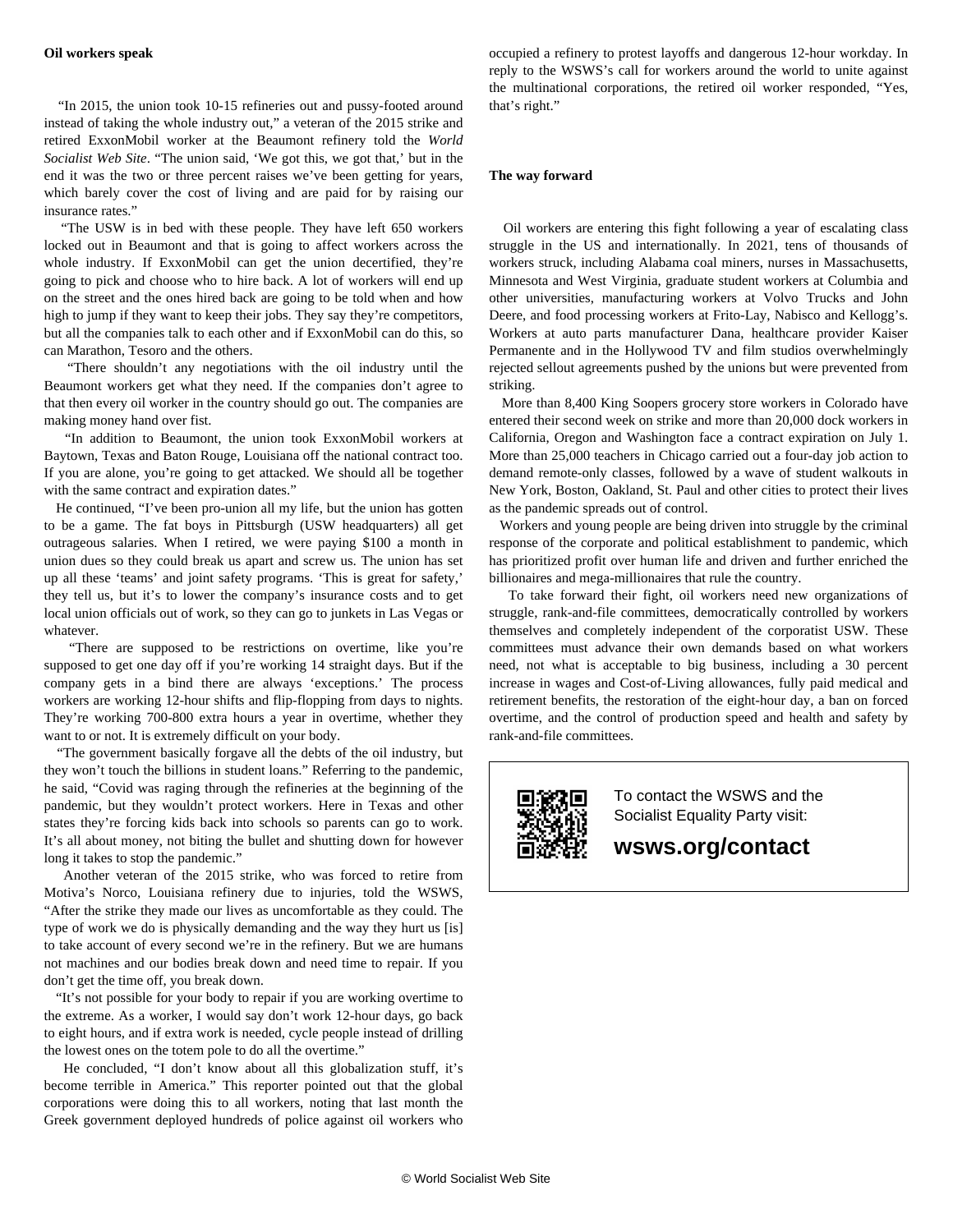**Oil workers speak**

"In 2015, the union took 10-15 refineries out and pussy-footed around instead of taking the whole industry out," a veteran of the 2015 strike and retired ExxonMobil worker at the Beaumont refinery told the *World Socialist Web Site*. "The union said, 'We got this, we got that,' but in the end it was the two or three percent raises we've been getting for years, which barely cover the cost of living and are paid for by raising our insurance rates."

"The USW is in bed with these people. They have left 650 workers locked out in Beaumont and that is going to affect workers across the whole industry. If ExxonMobil can get the union decertified, they're going to pick and choose who to hire back. A lot of workers will end up on the street and the ones hired back are going to be told when and how high to jump if they want to keep their jobs. They say they're competitors, but all the companies talk to each other and if ExxonMobil can do this, so can Marathon, Tesoro and the others.

"There shouldn't any negotiations with the oil industry until the Beaumont workers get what they need. If the companies don't agree to that then every oil worker in the country should go out. The companies are making money hand over fist.

"In addition to Beaumont, the union took ExxonMobil workers at Baytown, Texas and Baton Rouge, Louisiana off the national contract too. If you are alone, you're going to get attacked. We should all be together with the same contract and expiration dates."

He continued, "I've been pro-union all my life, but the union has gotten to be a game. The fat boys in Pittsburgh (USW headquarters) all get outrageous salaries. When I retired, we were paying $100 a month in union dues so they could break us apart and screw us. The union has set up all these 'teams' and joint safety programs. 'This is great for safety,' they tell us, but it's to lower the company's insurance costs and to get local union officials out of work, so they can go to junkets in Las Vegas or whatever.

"There are supposed to be restrictions on overtime, like you're supposed to get one day off if you're working 14 straight days. But if the company gets in a bind there are always 'exceptions.' The process workers are working 12-hour shifts and flip-flopping from days to nights. They're working 700-800 extra hours a year in overtime, whether they want to or not. It is extremely difficult on your body.

"The government basically forgave all the debts of the oil industry, but they won't touch the billions in student loans." Referring to the pandemic, he said, "Covid was raging through the refineries at the beginning of the pandemic, but they wouldn't protect workers. Here in Texas and other states they're forcing kids back into schools so parents can go to work. It's all about money, not biting the bullet and shutting down for however long it takes to stop the pandemic."

Another veteran of the 2015 strike, who was forced to retire from Motiva's Norco, Louisiana refinery due to injuries, told the WSWS, "After the strike they made our lives as uncomfortable as they could. The type of work we do is physically demanding and the way they hurt us [is] to take account of every second we're in the refinery. But we are humans not machines and our bodies break down and need time to repair. If you don't get the time off, you break down.

"It's not possible for your body to repair if you are working overtime to the extreme. As a worker, I would say don't work 12-hour days, go back to eight hours, and if extra work is needed, cycle people instead of drilling the lowest ones on the totem pole to do all the overtime."

He concluded, "I don't know about all this globalization stuff, it's become terrible in America." This reporter pointed out that the global corporations were doing this to all workers, noting that last month the Greek government deployed hundreds of police against oil workers who occupied a refinery to protest layoffs and dangerous 12-hour workday. In reply to the WSWS's call for workers around the world to unite against the multinational corporations, the retired oil worker responded, "Yes, that's right."

**The way forward**

Oil workers are entering this fight following a year of escalating class struggle in the US and internationally. In 2021, tens of thousands of workers struck, including Alabama coal miners, nurses in Massachusetts, Minnesota and West Virginia, graduate student workers at Columbia and other universities, manufacturing workers at Volvo Trucks and John Deere, and food processing workers at Frito-Lay, Nabisco and Kellogg's. Workers at auto parts manufacturer Dana, healthcare provider Kaiser Permanente and in the Hollywood TV and film studios overwhelmingly rejected sellout agreements pushed by the unions but were prevented from striking.

More than 8,400 King Soopers grocery store workers in Colorado have entered their second week on strike and more than 20,000 dock workers in California, Oregon and Washington face a contract expiration on July 1. More than 25,000 teachers in Chicago carried out a four-day job action to demand remote-only classes, followed by a wave of student walkouts in New York, Boston, Oakland, St. Paul and other cities to protect their lives as the pandemic spreads out of control.

Workers and young people are being driven into struggle by the criminal response of the corporate and political establishment to pandemic, which has prioritized profit over human life and driven and further enriched the billionaires and mega-millionaires that rule the country.

To take forward their fight, oil workers need new organizations of struggle, rank-and-file committees, democratically controlled by workers themselves and completely independent of the corporatist USW. These committees must advance their own demands based on what workers need, not what is acceptable to big business, including a 30 percent increase in wages and Cost-of-Living allowances, fully paid medical and retirement benefits, the restoration of the eight-hour day, a ban on forced overtime, and the control of production speed and health and safety by rank-and-file committees.

To contact the WSWS and the Socialist Equality Party visit:

**wsws.org/contact**